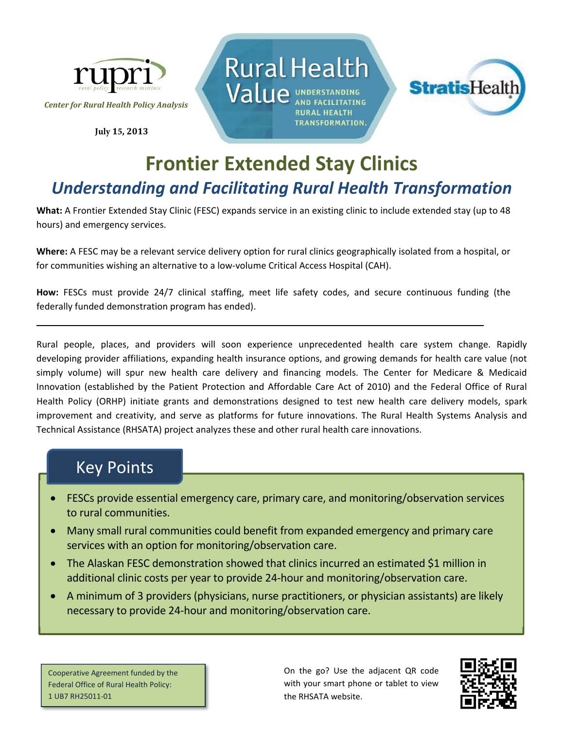rupri — rural policy research institute

*Center for Rural Health Policy Analysis*

**July 15, 2013**

Rural Health Value — UNDERSTANDING AND FACILITATING RURAL HEALTH TRANSFORMATION.

StratisHealth

# Frontier Extended Stay Clinics

## *Understanding and Facilitating Rural Health Transformation*

**What:** A Frontier Extended Stay Clinic (FESC) expands service in an existing clinic to include extended stay (up to 48 hours) and emergency services.

**Where:** A FESC may be a relevant service delivery option for rural clinics geographically isolated from a hospital, or for communities wishing an alternative to a low-volume Critical Access Hospital (CAH).

**How:** FESCs must provide 24/7 clinical staffing, meet life safety codes, and secure continuous funding (the federally funded demonstration program has ended).

---

Rural people, places, and providers will soon experience unprecedented health care system change. Rapidly developing provider affiliations, expanding health insurance options, and growing demands for health care value (not simply volume) will spur new health care delivery and financing models. The Center for Medicare & Medicaid Innovation (established by the Patient Protection and Affordable Care Act of 2010) and the Federal Office of Rural Health Policy (ORHP) initiate grants and demonstrations designed to test new health care delivery models, spark improvement and creativity, and serve as platforms for future innovations. The Rural Health Systems Analysis and Technical Assistance (RHSATA) project analyzes these and other rural health care innovations.

## Key Points

- FESCs provide essential emergency care, primary care, and monitoring/observation services to rural communities.
- Many small rural communities could benefit from expanded emergency and primary care services with an option for monitoring/observation care.
- The Alaskan FESC demonstration showed that clinics incurred an estimated $1 million in additional clinic costs per year to provide 24-hour and monitoring/observation care.
- A minimum of 3 providers (physicians, nurse practitioners, or physician assistants) are likely necessary to provide 24-hour and monitoring/observation care.

Cooperative Agreement funded by the Federal Office of Rural Health Policy: 1 UB7 RH25011-01

On the go? Use the adjacent QR code with your smart phone or tablet to view the RHSATA website.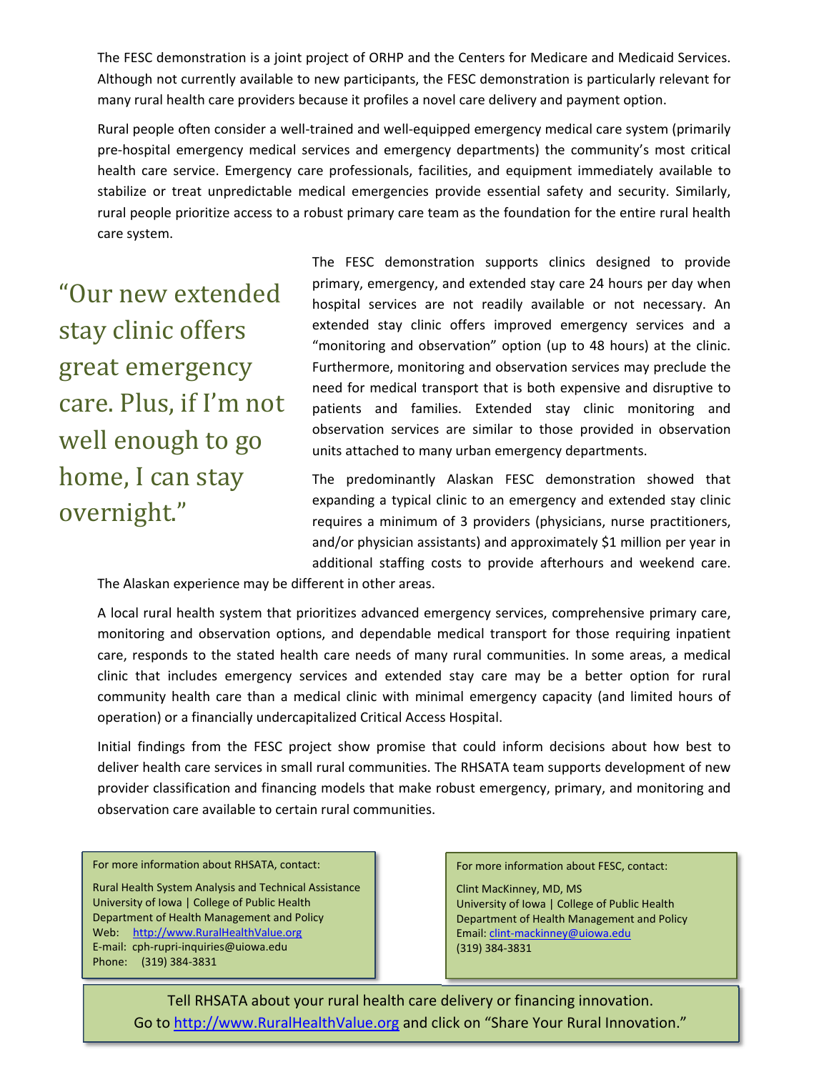The FESC demonstration is a joint project of ORHP and the Centers for Medicare and Medicaid Services. Although not currently available to new participants, the FESC demonstration is particularly relevant for many rural health care providers because it profiles a novel care delivery and payment option.

Rural people often consider a well-trained and well-equipped emergency medical care system (primarily pre-hospital emergency medical services and emergency departments) the community's most critical health care service. Emergency care professionals, facilities, and equipment immediately available to stabilize or treat unpredictable medical emergencies provide essential safety and security. Similarly, rural people prioritize access to a robust primary care team as the foundation for the entire rural health care system.

> "Our new extended stay clinic offers great emergency care. Plus, if I'm not well enough to go home, I can stay overnight."

The FESC demonstration supports clinics designed to provide primary, emergency, and extended stay care 24 hours per day when hospital services are not readily available or not necessary. An extended stay clinic offers improved emergency services and a "monitoring and observation" option (up to 48 hours) at the clinic. Furthermore, monitoring and observation services may preclude the need for medical transport that is both expensive and disruptive to patients and families. Extended stay clinic monitoring and observation services are similar to those provided in observation units attached to many urban emergency departments.

The predominantly Alaskan FESC demonstration showed that expanding a typical clinic to an emergency and extended stay clinic requires a minimum of 3 providers (physicians, nurse practitioners, and/or physician assistants) and approximately $1 million per year in additional staffing costs to provide afterhours and weekend care. The Alaskan experience may be different in other areas.

A local rural health system that prioritizes advanced emergency services, comprehensive primary care, monitoring and observation options, and dependable medical transport for those requiring inpatient care, responds to the stated health care needs of many rural communities. In some areas, a medical clinic that includes emergency services and extended stay care may be a better option for rural community health care than a medical clinic with minimal emergency capacity (and limited hours of operation) or a financially undercapitalized Critical Access Hospital.

Initial findings from the FESC project show promise that could inform decisions about how best to deliver health care services in small rural communities. The RHSATA team supports development of new provider classification and financing models that make robust emergency, primary, and monitoring and observation care available to certain rural communities.

For more information about RHSATA, contact:

Rural Health System Analysis and Technical Assistance
University of Iowa | College of Public Health
Department of Health Management and Policy
Web: http://www.RuralHealthValue.org
E-mail: cph-rupri-inquiries@uiowa.edu
Phone: (319) 384-3831

For more information about FESC, contact:

Clint MacKinney, MD, MS
University of Iowa | College of Public Health
Department of Health Management and Policy
Email: clint-mackinney@uiowa.edu
(319) 384-3831

Tell RHSATA about your rural health care delivery or financing innovation.
Go to http://www.RuralHealthValue.org and click on "Share Your Rural Innovation."